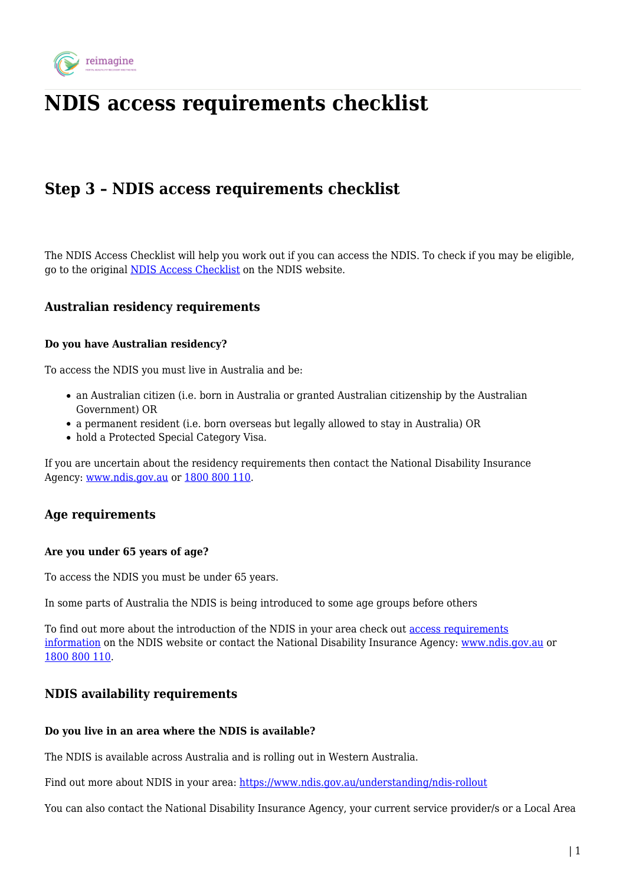# NDIS access requirements checklist

## Step 3 – NDIS access requirements checklist

The NDIS Access Checklist will help you work out if you can access the NDIS. To check if you may be eligible, go to the original NDIS Access Checklist on the NDIS website.

### Australian residency requirements

#### Do you have Australian residency?

To access the NDIS you must live in Australia and be:

- an Australian citizen (i.e. born in Australia or granted Australian citizenship by the Australian Government) OR
- a permanent resident (i.e. born overseas but legally allowed to stay in Australia) OR
- hold a Protected Special Category Visa.

If you are uncertain about the residency requirements then contact the National Disability Insurance Agency: www.ndis.gov.au or 1800 800 110.

### Age requirements

#### Are you under 65 years of age?

To access the NDIS you must be under 65 years.

In some parts of Australia the NDIS is being introduced to some age groups before others

To find out more about the introduction of the NDIS in your area check out access requirements information on the NDIS website or contact the National Disability Insurance Agency: www.ndis.gov.au or 1800 800 110.

### NDIS availability requirements

#### Do you live in an area where the NDIS is available?

The NDIS is available across Australia and is rolling out in Western Australia.

Find out more about NDIS in your area: https://www.ndis.gov.au/understanding/ndis-rollout

You can also contact the National Disability Insurance Agency, your current service provider/s or a Local Area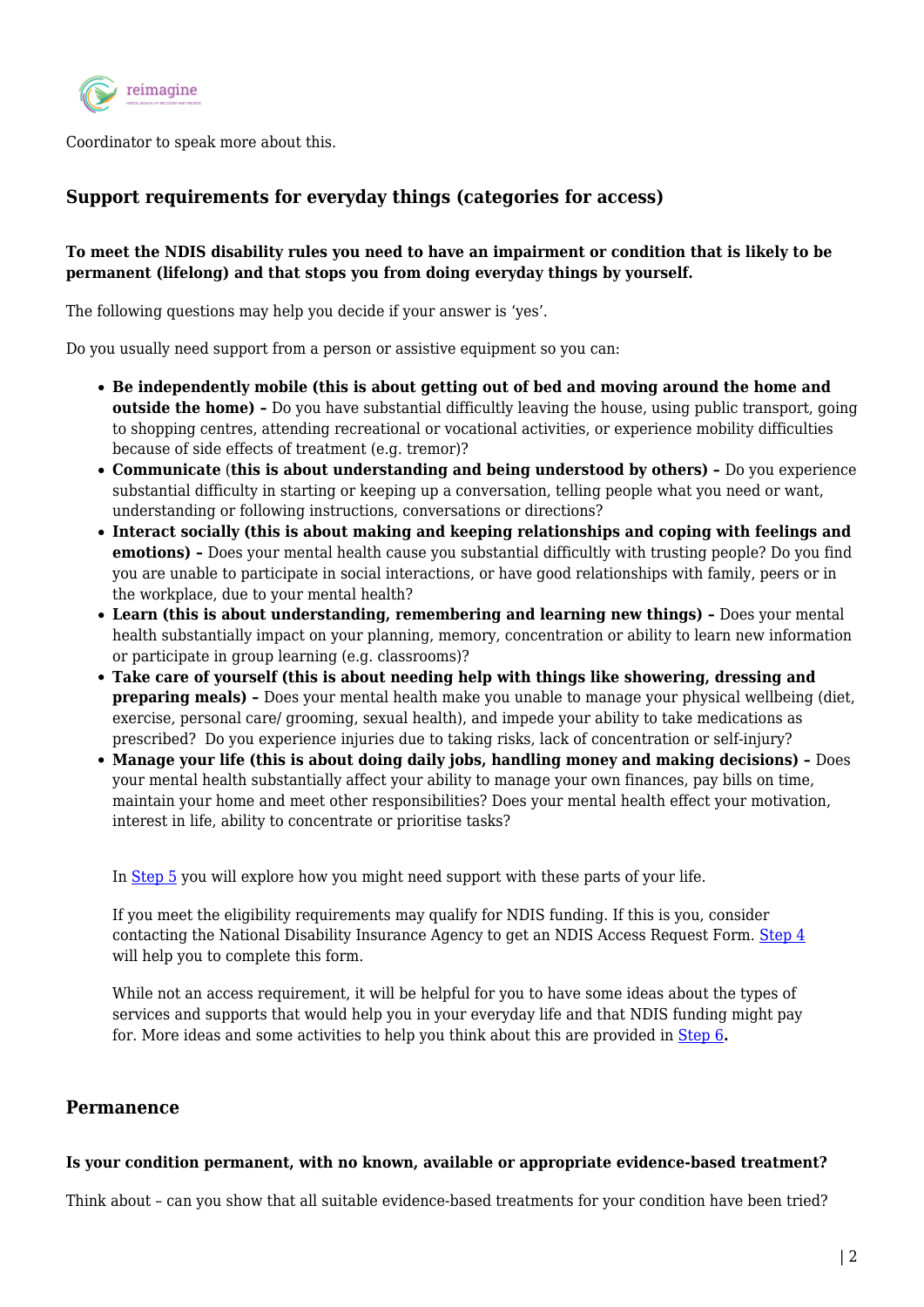Coordinator to speak more about this.

## Support requirements for everyday things (categories for access)

**To meet the NDIS disability rules you need to have an impairment or condition that is likely to be permanent (lifelong) and that stops you from doing everyday things by yourself.**

The following questions may help you decide if your answer is 'yes'.

Do you usually need support from a person or assistive equipment so you can:

- **Be independently mobile (this is about getting out of bed and moving around the home and outside the home) –** Do you have substantial difficultly leaving the house, using public transport, going to shopping centres, attending recreational or vocational activities, or experience mobility difficulties because of side effects of treatment (e.g. tremor)?
- **Communicate** (**this is about understanding and being understood by others) –** Do you experience substantial difficulty in starting or keeping up a conversation, telling people what you need or want, understanding or following instructions, conversations or directions?
- **Interact socially (this is about making and keeping relationships and coping with feelings and emotions) –** Does your mental health cause you substantial difficultly with trusting people? Do you find you are unable to participate in social interactions, or have good relationships with family, peers or in the workplace, due to your mental health?
- **Learn (this is about understanding, remembering and learning new things) –** Does your mental health substantially impact on your planning, memory, concentration or ability to learn new information or participate in group learning (e.g. classrooms)?
- **Take care of yourself (this is about needing help with things like showering, dressing and preparing meals) –** Does your mental health make you unable to manage your physical wellbeing (diet, exercise, personal care/ grooming, sexual health), and impede your ability to take medications as prescribed? Do you experience injuries due to taking risks, lack of concentration or self-injury?
- **Manage your life (this is about doing daily jobs, handling money and making decisions) –** Does your mental health substantially affect your ability to manage your own finances, pay bills on time, maintain your home and meet other responsibilities? Does your mental health effect your motivation, interest in life, ability to concentrate or prioritise tasks?

In Step 5 you will explore how you might need support with these parts of your life.

If you meet the eligibility requirements may qualify for NDIS funding. If this is you, consider contacting the National Disability Insurance Agency to get an NDIS Access Request Form. Step 4 will help you to complete this form.

While not an access requirement, it will be helpful for you to have some ideas about the types of services and supports that would help you in your everyday life and that NDIS funding might pay for. More ideas and some activities to help you think about this are provided in Step 6**.**

## Permanence

**Is your condition permanent, with no known, available or appropriate evidence-based treatment?**

Think about – can you show that all suitable evidence-based treatments for your condition have been tried?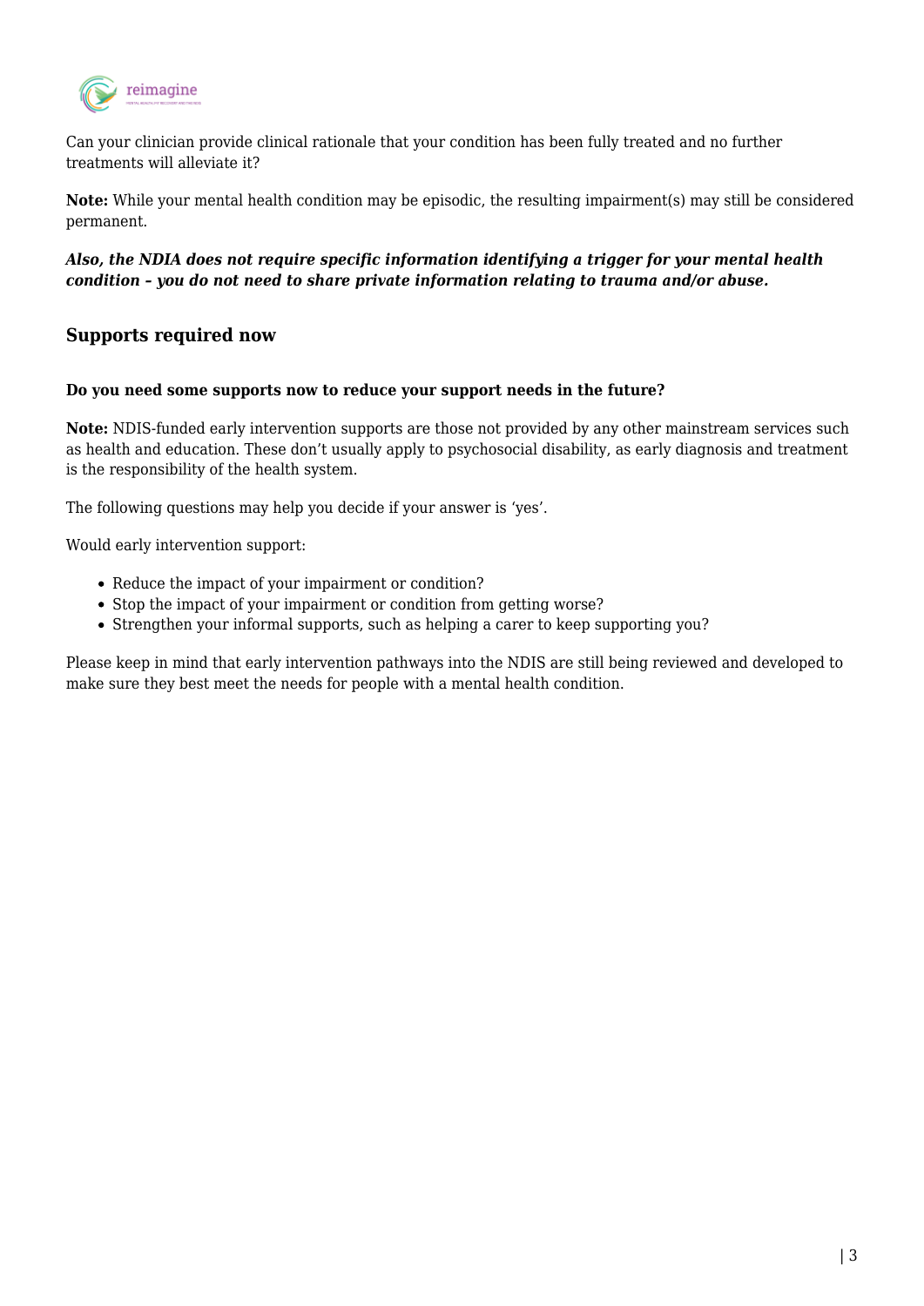Can your clinician provide clinical rationale that your condition has been fully treated and no further treatments will alleviate it?

**Note:** While your mental health condition may be episodic, the resulting impairment(s) may still be considered permanent.

***Also, the NDIA does not require specific information identifying a trigger for your mental health condition – you do not need to share private information relating to trauma and/or abuse.***

## Supports required now

**Do you need some supports now to reduce your support needs in the future?**

**Note:** NDIS-funded early intervention supports are those not provided by any other mainstream services such as health and education. These don't usually apply to psychosocial disability, as early diagnosis and treatment is the responsibility of the health system.

The following questions may help you decide if your answer is 'yes'.

Would early intervention support:

- Reduce the impact of your impairment or condition?
- Stop the impact of your impairment or condition from getting worse?
- Strengthen your informal supports, such as helping a carer to keep supporting you?

Please keep in mind that early intervention pathways into the NDIS are still being reviewed and developed to make sure they best meet the needs for people with a mental health condition.